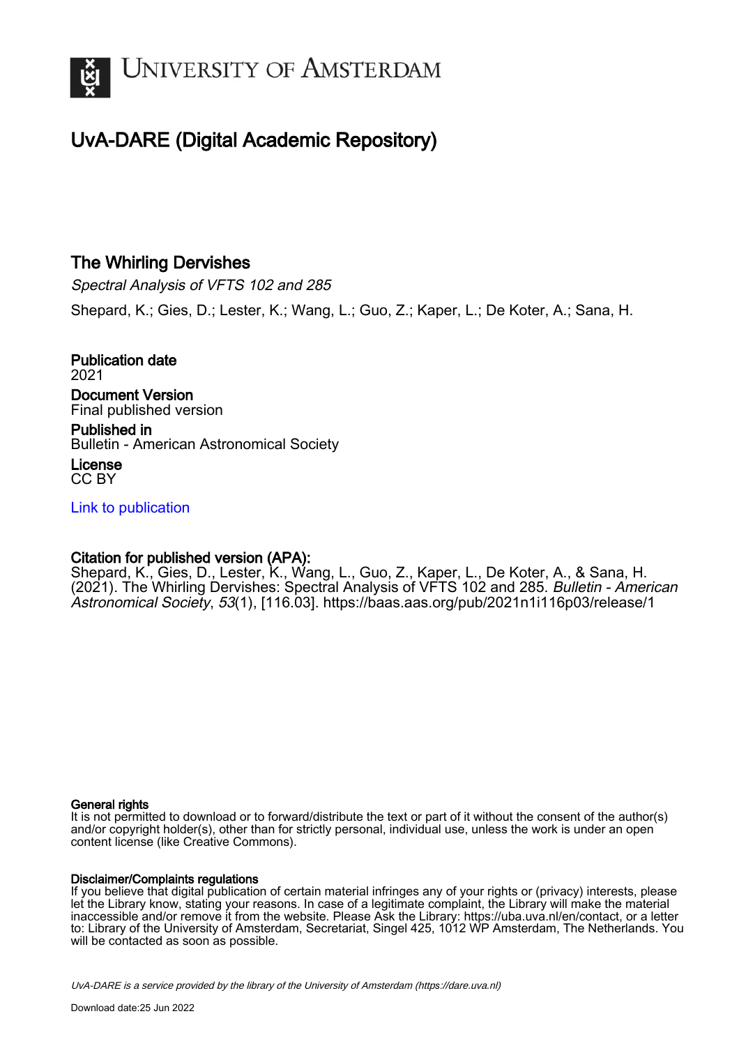UNIVERSITY OF AMSTERDAM

# UvA-DARE (Digital Academic Repository)

## The Whirling Dervishes

*Spectral Analysis of VFTS 102 and 285*

Shepard, K.; Gies, D.; Lester, K.; Wang, L.; Guo, Z.; Kaper, L.; De Koter, A.; Sana, H.

**Publication date**
2021

**Document Version**
Final published version

**Published in**
Bulletin - American Astronomical Society

**License**
CC BY

[Link to publication](https://dare.uva.nl)

**Citation for published version (APA):**
Shepard, K., Gies, D., Lester, K., Wang, L., Guo, Z., Kaper, L., De Koter, A., & Sana, H. (2021). The Whirling Dervishes: Spectral Analysis of VFTS 102 and 285. *Bulletin - American Astronomical Society*, *53*(1), [116.03]. https://baas.aas.org/pub/2021n1i116p03/release/1

**General rights**
It is not permitted to download or to forward/distribute the text or part of it without the consent of the author(s) and/or copyright holder(s), other than for strictly personal, individual use, unless the work is under an open content license (like Creative Commons).

**Disclaimer/Complaints regulations**
If you believe that digital publication of certain material infringes any of your rights or (privacy) interests, please let the Library know, stating your reasons. In case of a legitimate complaint, the Library will make the material inaccessible and/or remove it from the website. Please Ask the Library: https://uba.uva.nl/en/contact, or a letter to: Library of the University of Amsterdam, Secretariat, Singel 425, 1012 WP Amsterdam, The Netherlands. You will be contacted as soon as possible.

UvA-DARE is a service provided by the library of the University of Amsterdam (https://dare.uva.nl)

Download date:25 Jun 2022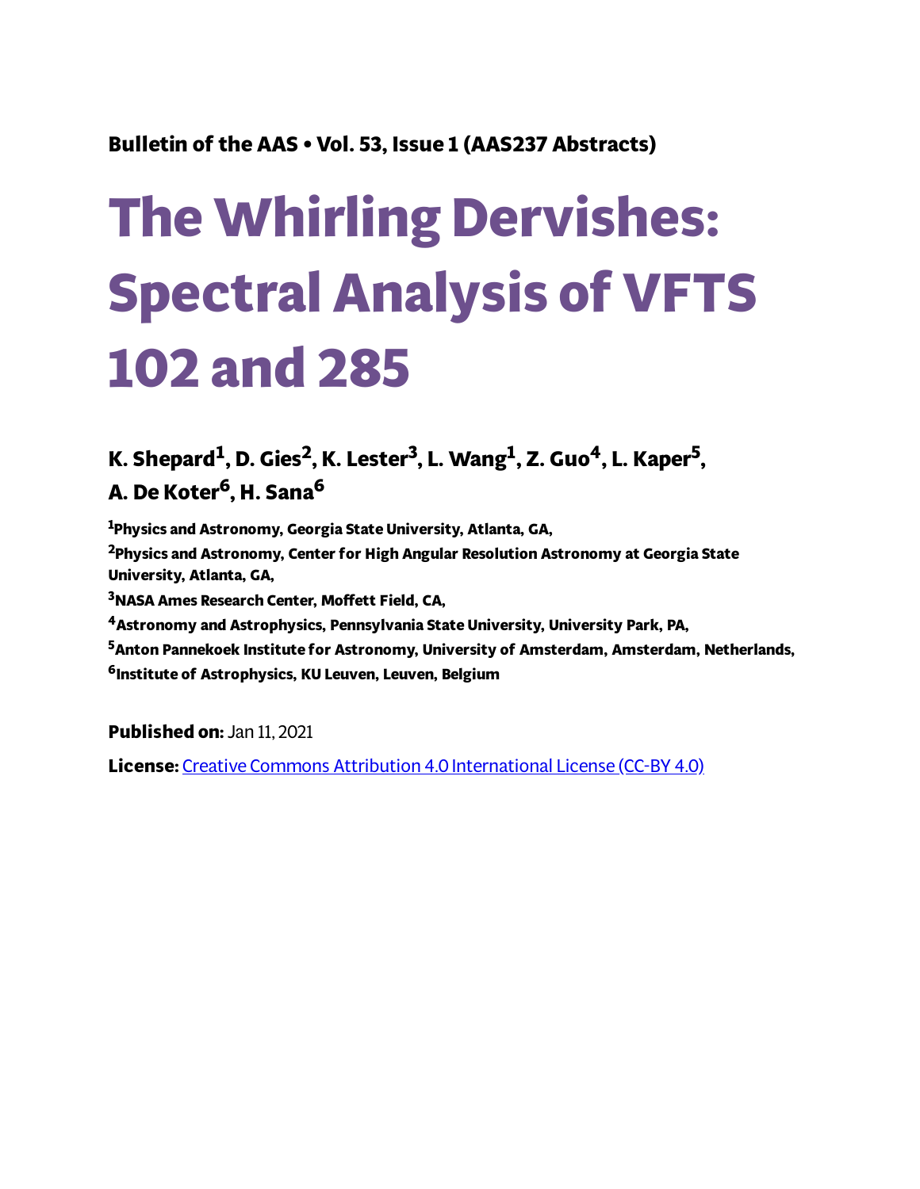Bulletin of the AAS • Vol. 53, Issue 1 (AAS237 Abstracts)

# The Whirling Dervishes: Spectral Analysis of VFTS 102 and 285

**K. Shepard[1], D. Gies[2], K. Lester[3], L. Wang[1], Z. Guo[4], L. Kaper[5], A. De Koter[6], H. Sana[6]**

[1]Physics and Astronomy, Georgia State University, Atlanta, GA,

[2]Physics and Astronomy, Center for High Angular Resolution Astronomy at Georgia State University, Atlanta, GA,

[3]NASA Ames Research Center, Moffett Field, CA,

[4]Astronomy and Astrophysics, Pennsylvania State University, University Park, PA,

[5]Anton Pannekoek Institute for Astronomy, University of Amsterdam, Amsterdam, Netherlands,

[6]Institute of Astrophysics, KU Leuven, Leuven, Belgium

**Published on:** Jan 11, 2021

**License:** Creative Commons Attribution 4.0 International License (CC-BY 4.0)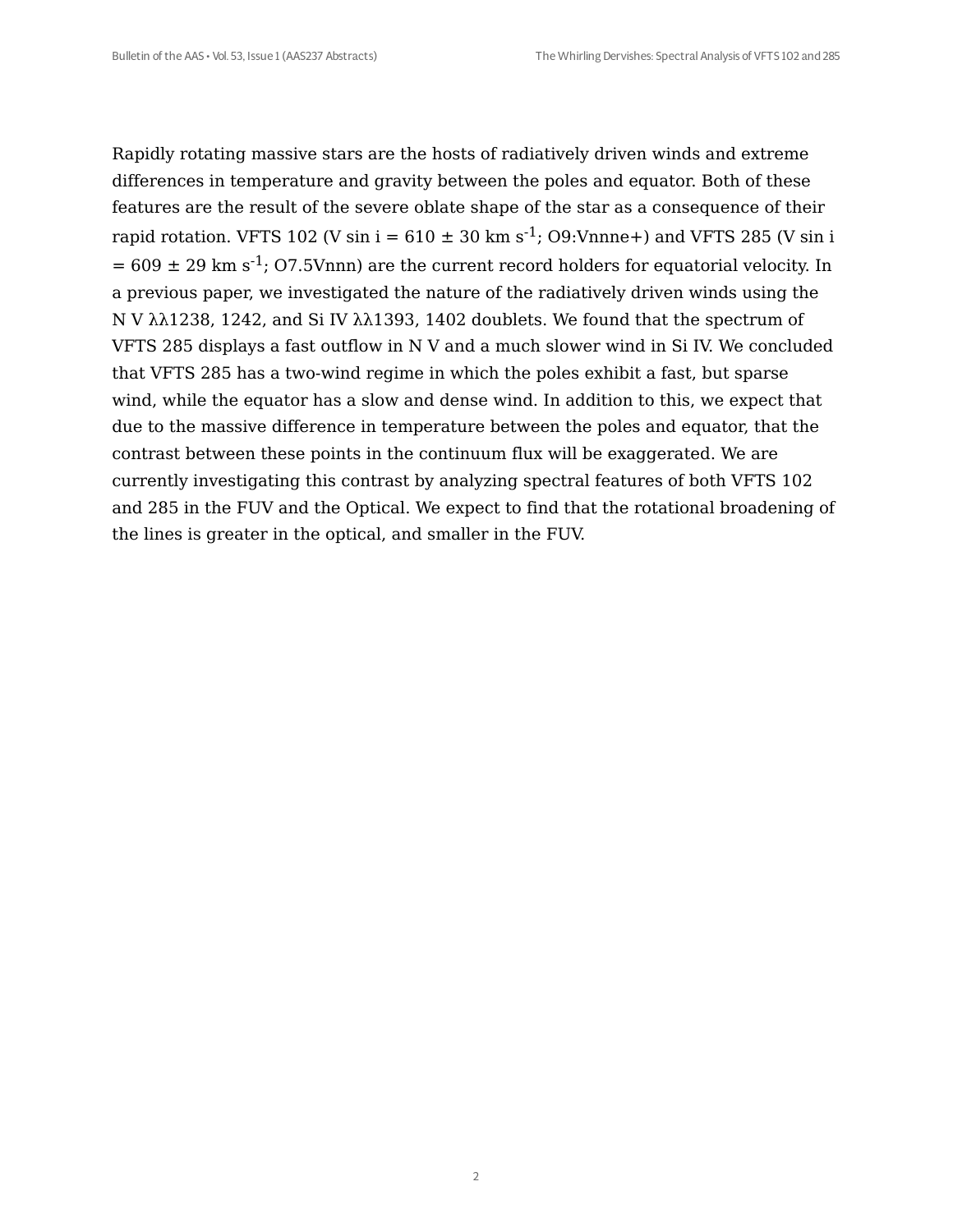Rapidly rotating massive stars are the hosts of radiatively driven winds and extreme differences in temperature and gravity between the poles and equator. Both of these features are the result of the severe oblate shape of the star as a consequence of their rapid rotation. VFTS 102 (V sin i = 610 ± 30 km $s^{-1}$; O9:Vnnne+) and VFTS 285 (V sin i = 609 ± 29 km $s^{-1}$; O7.5Vnnn) are the current record holders for equatorial velocity. In a previous paper, we investigated the nature of the radiatively driven winds using the N V λλ1238, 1242, and Si IV λλ1393, 1402 doublets. We found that the spectrum of VFTS 285 displays a fast outflow in N V and a much slower wind in Si IV. We concluded that VFTS 285 has a two-wind regime in which the poles exhibit a fast, but sparse wind, while the equator has a slow and dense wind. In addition to this, we expect that due to the massive difference in temperature between the poles and equator, that the contrast between these points in the continuum flux will be exaggerated. We are currently investigating this contrast by analyzing spectral features of both VFTS 102 and 285 in the FUV and the Optical. We expect to find that the rotational broadening of the lines is greater in the optical, and smaller in the FUV.